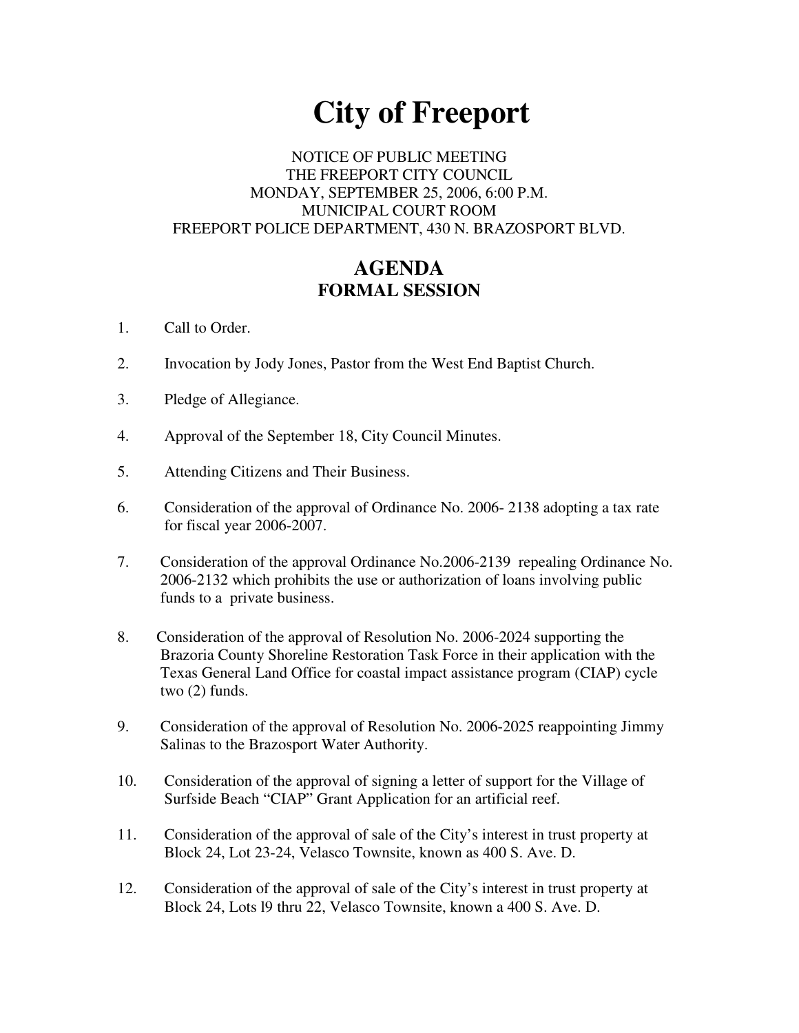# City of Freeport

NOTICE OF PUBLIC MEETING
THE FREEPORT CITY COUNCIL
MONDAY, SEPTEMBER 25, 2006, 6:00 P.M.
MUNICIPAL COURT ROOM
FREEPORT POLICE DEPARTMENT, 430 N. BRAZOSPORT BLVD.

## AGENDA
### FORMAL SESSION

1. Call to Order.

2. Invocation by Jody Jones, Pastor from the West End Baptist Church.

3. Pledge of Allegiance.

4. Approval of the September 18, City Council Minutes.

5. Attending Citizens and Their Business.

6. Consideration of the approval of Ordinance No. 2006- 2138 adopting a tax rate for fiscal year 2006-2007.

7. Consideration of the approval Ordinance No.2006-2139 repealing Ordinance No. 2006-2132 which prohibits the use or authorization of loans involving public funds to a private business.

8. Consideration of the approval of Resolution No. 2006-2024 supporting the Brazoria County Shoreline Restoration Task Force in their application with the Texas General Land Office for coastal impact assistance program (CIAP) cycle two (2) funds.

9. Consideration of the approval of Resolution No. 2006-2025 reappointing Jimmy Salinas to the Brazosport Water Authority.

10. Consideration of the approval of signing a letter of support for the Village of Surfside Beach "CIAP" Grant Application for an artificial reef.

11. Consideration of the approval of sale of the City's interest in trust property at Block 24, Lot 23-24, Velasco Townsite, known as 400 S. Ave. D.

12. Consideration of the approval of sale of the City's interest in trust property at Block 24, Lots l9 thru 22, Velasco Townsite, known a 400 S. Ave. D.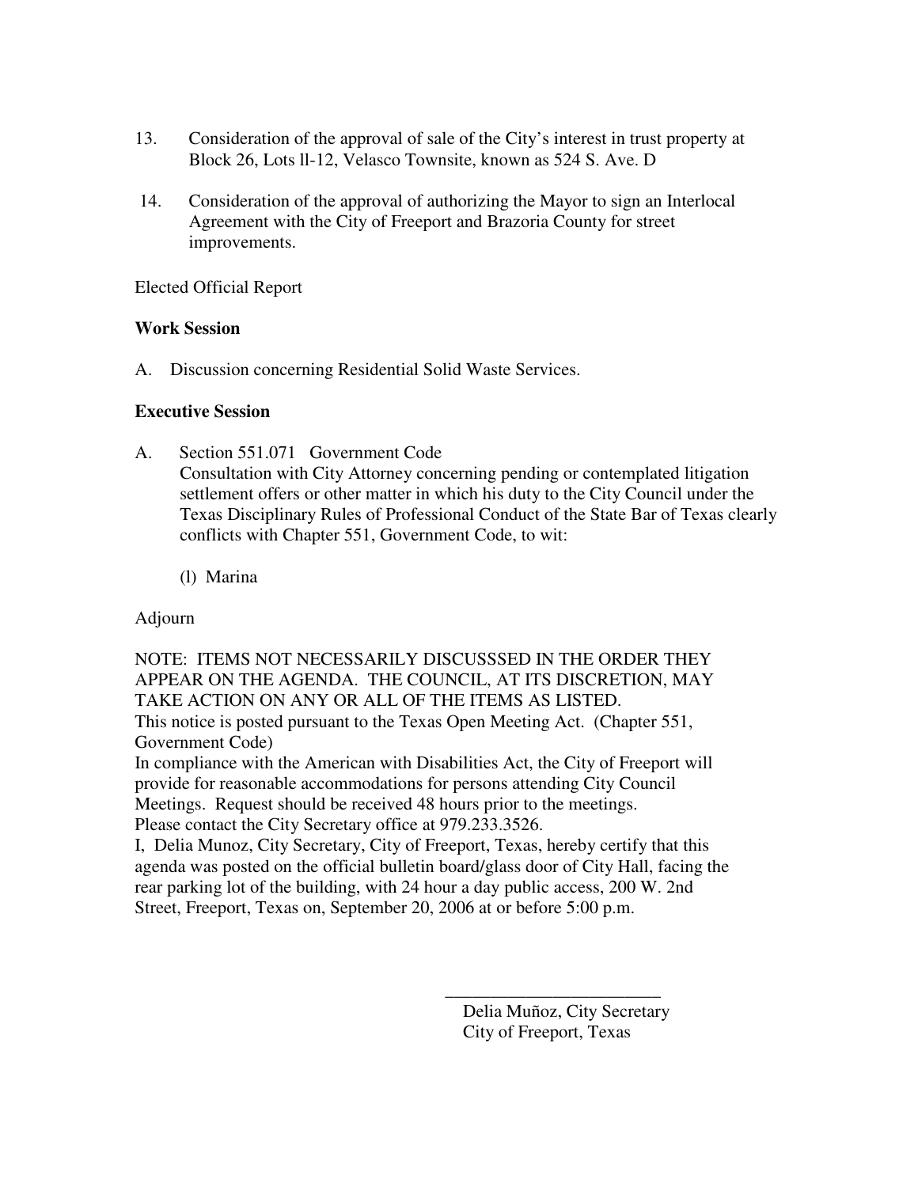13. Consideration of the approval of sale of the City's interest in trust property at Block 26, Lots ll-12, Velasco Townsite, known as 524 S. Ave. D

14. Consideration of the approval of authorizing the Mayor to sign an Interlocal Agreement with the City of Freeport and Brazoria County for street improvements.

Elected Official Report

**Work Session**

A. Discussion concerning Residential Solid Waste Services.

**Executive Session**

A. Section 551.071 Government Code
Consultation with City Attorney concerning pending or contemplated litigation settlement offers or other matter in which his duty to the City Council under the Texas Disciplinary Rules of Professional Conduct of the State Bar of Texas clearly conflicts with Chapter 551, Government Code, to wit:

(l) Marina

Adjourn

NOTE: ITEMS NOT NECESSARILY DISCUSSSED IN THE ORDER THEY APPEAR ON THE AGENDA. THE COUNCIL, AT ITS DISCRETION, MAY TAKE ACTION ON ANY OR ALL OF THE ITEMS AS LISTED.
This notice is posted pursuant to the Texas Open Meeting Act. (Chapter 551, Government Code)
In compliance with the American with Disabilities Act, the City of Freeport will provide for reasonable accommodations for persons attending City Council Meetings. Request should be received 48 hours prior to the meetings. Please contact the City Secretary office at 979.233.3526.
I, Delia Munoz, City Secretary, City of Freeport, Texas, hereby certify that this agenda was posted on the official bulletin board/glass door of City Hall, facing the rear parking lot of the building, with 24 hour a day public access, 200 W. 2nd Street, Freeport, Texas on, September 20, 2006 at or before 5:00 p.m.

\_\_\_\_\_\_\_\_\_\_\_\_\_\_\_\_\_\_\_\_\_\_\_\_\_
Delia Muñoz, City Secretary
City of Freeport, Texas